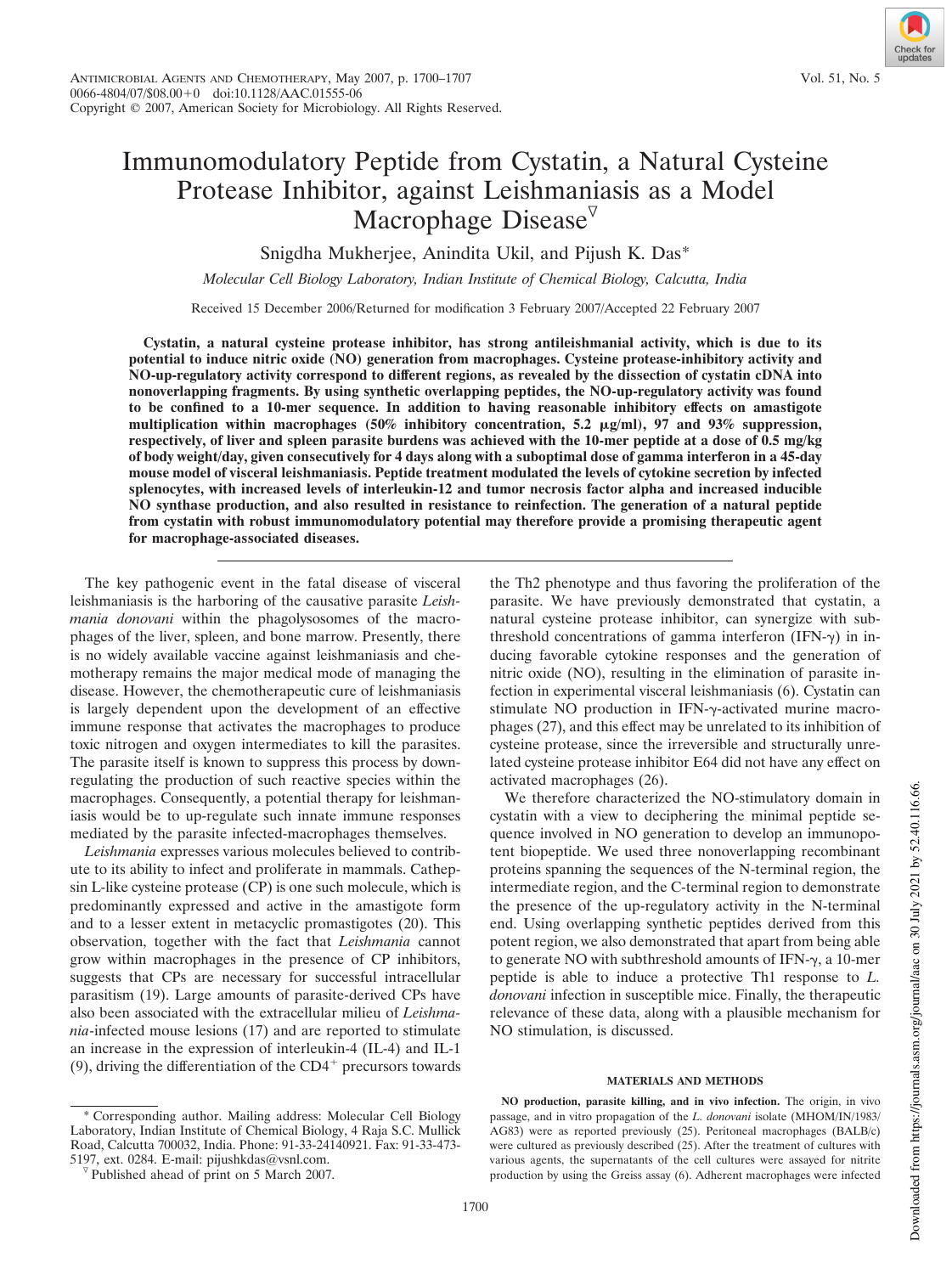# Immunomodulatory Peptide from Cystatin, a Natural Cysteine Protease Inhibitor, against Leishmaniasis as a Model Macrophage Disease[▽]

Snigdha Mukherjee, Anindita Ukil, and Pijush K. Das*

*Molecular Cell Biology Laboratory, Indian Institute of Chemical Biology, Calcutta, India*

Received 15 December 2006/Returned for modification 3 February 2007/Accepted 22 February 2007

**Cystatin, a natural cysteine protease inhibitor, has strong antileishmanial activity, which is due to its potential to induce nitric oxide (NO) generation from macrophages. Cysteine protease-inhibitory activity and NO-up-regulatory activity correspond to different regions, as revealed by the dissection of cystatin cDNA into nonoverlapping fragments. By using synthetic overlapping peptides, the NO-up-regulatory activity was found to be confined to a 10-mer sequence. In addition to having reasonable inhibitory effects on amastigote multiplication within macrophages (50% inhibitory concentration, 5.2 μg/ml), 97 and 93% suppression, respectively, of liver and spleen parasite burdens was achieved with the 10-mer peptide at a dose of 0.5 mg/kg of body weight/day, given consecutively for 4 days along with a suboptimal dose of gamma interferon in a 45-day mouse model of visceral leishmaniasis. Peptide treatment modulated the levels of cytokine secretion by infected splenocytes, with increased levels of interleukin-12 and tumor necrosis factor alpha and increased inducible NO synthase production, and also resulted in resistance to reinfection. The generation of a natural peptide from cystatin with robust immunomodulatory potential may therefore provide a promising therapeutic agent for macrophage-associated diseases.**

The key pathogenic event in the fatal disease of visceral leishmaniasis is the harboring of the causative parasite *Leishmania donovani* within the phagolysosomes of the macrophages of the liver, spleen, and bone marrow. Presently, there is no widely available vaccine against leishmaniasis and chemotherapy remains the major medical mode of managing the disease. However, the chemotherapeutic cure of leishmaniasis is largely dependent upon the development of an effective immune response that activates the macrophages to produce toxic nitrogen and oxygen intermediates to kill the parasites. The parasite itself is known to suppress this process by down-regulating the production of such reactive species within the macrophages. Consequently, a potential therapy for leishmaniasis would be to up-regulate such innate immune responses mediated by the parasite infected-macrophages themselves.

*Leishmania* expresses various molecules believed to contribute to its ability to infect and proliferate in mammals. Cathepsin L-like cysteine protease (CP) is one such molecule, which is predominantly expressed and active in the amastigote form and to a lesser extent in metacyclic promastigotes (20). This observation, together with the fact that *Leishmania* cannot grow within macrophages in the presence of CP inhibitors, suggests that CPs are necessary for successful intracellular parasitism (19). Large amounts of parasite-derived CPs have also been associated with the extracellular milieu of *Leishmania*-infected mouse lesions (17) and are reported to stimulate an increase in the expression of interleukin-4 (IL-4) and IL-1 (9), driving the differentiation of the $CD4^+$ precursors towards the Th2 phenotype and thus favoring the proliferation of the parasite. We have previously demonstrated that cystatin, a natural cysteine protease inhibitor, can synergize with subthreshold concentrations of gamma interferon (IFN-γ) in inducing favorable cytokine responses and the generation of nitric oxide (NO), resulting in the elimination of parasite infection in experimental visceral leishmaniasis (6). Cystatin can stimulate NO production in IFN-γ-activated murine macrophages (27), and this effect may be unrelated to its inhibition of cysteine protease, since the irreversible and structurally unrelated cysteine protease inhibitor E64 did not have any effect on activated macrophages (26).

We therefore characterized the NO-stimulatory domain in cystatin with a view to deciphering the minimal peptide sequence involved in NO generation to develop an immunopotent biopeptide. We used three nonoverlapping recombinant proteins spanning the sequences of the N-terminal region, the intermediate region, and the C-terminal region to demonstrate the presence of the up-regulatory activity in the N-terminal end. Using overlapping synthetic peptides derived from this potent region, we also demonstrated that apart from being able to generate NO with subthreshold amounts of IFN-γ, a 10-mer peptide is able to induce a protective Th1 response to *L. donovani* infection in susceptible mice. Finally, the therapeutic relevance of these data, along with a plausible mechanism for NO stimulation, is discussed.

## MATERIALS AND METHODS

**NO production, parasite killing, and in vivo infection.** The origin, in vivo passage, and in vitro propagation of the *L. donovani* isolate (MHOM/IN/1983/AG83) were as reported previously (25). Peritoneal macrophages (BALB/c) were cultured as previously described (25). After the treatment of cultures with various agents, the supernatants of the cell cultures were assayed for nitrite production by using the Greiss assay (6). Adherent macrophages were infected

* Corresponding author. Mailing address: Molecular Cell Biology Laboratory, Indian Institute of Chemical Biology, 4 Raja S.C. Mullick Road, Calcutta 700032, India. Phone: 91-33-24140921. Fax: 91-33-473-5197, ext. 0284. E-mail: pijushkdas@vsnl.com.

▽ Published ahead of print on 5 March 2007.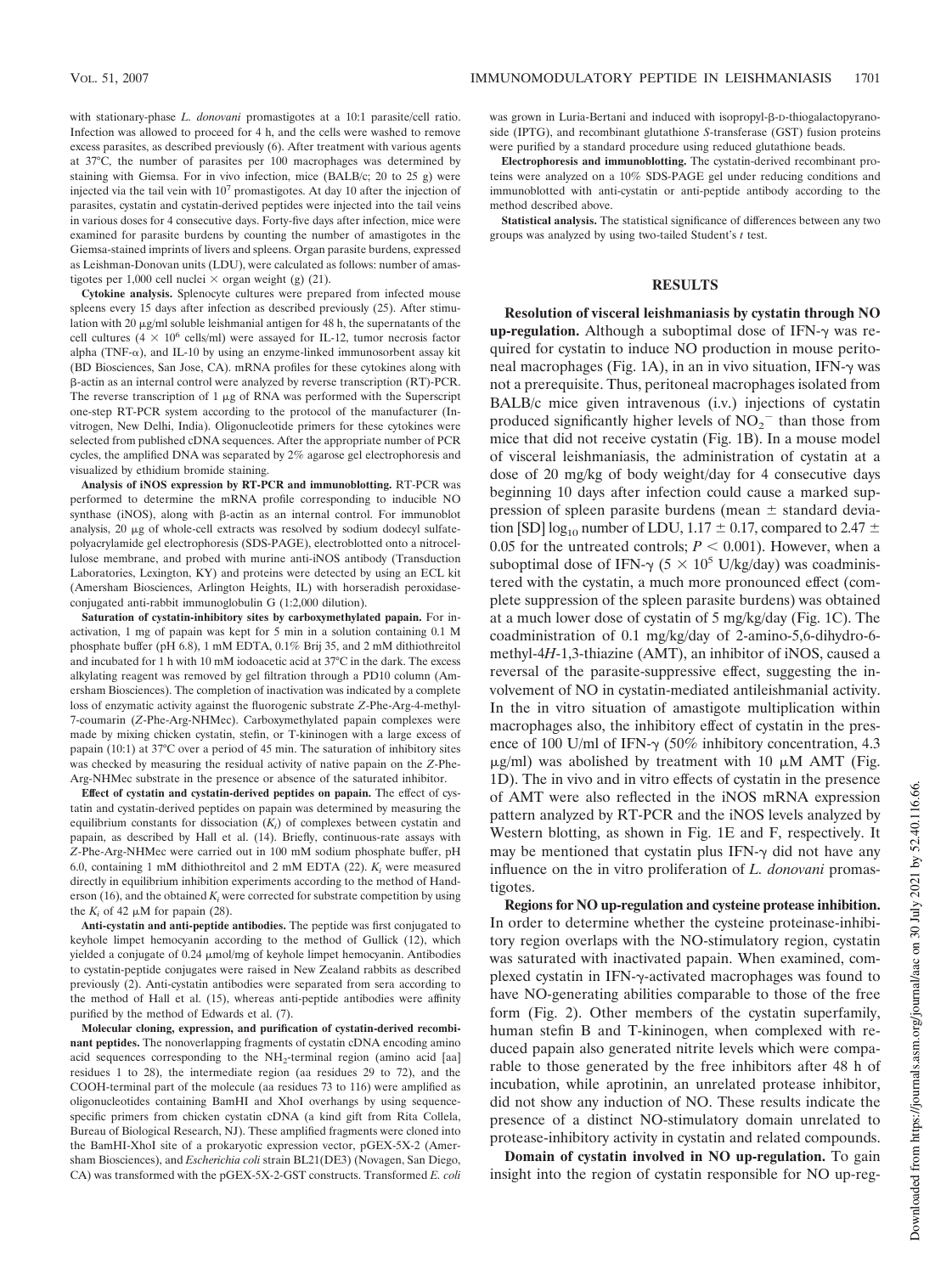with stationary-phase *L. donovani* promastigotes at a 10:1 parasite/cell ratio. Infection was allowed to proceed for 4 h, and the cells were washed to remove excess parasites, as described previously (6). After treatment with various agents at 37°C, the number of parasites per 100 macrophages was determined by staining with Giemsa. For in vivo infection, mice (BALB/c; 20 to 25 g) were injected via the tail vein with $10^7$ promastigotes. At day 10 after the injection of parasites, cystatin and cystatin-derived peptides were injected into the tail veins in various doses for 4 consecutive days. Forty-five days after infection, mice were examined for parasite burdens by counting the number of amastigotes in the Giemsa-stained imprints of livers and spleens. Organ parasite burdens, expressed as Leishman-Donovan units (LDU), were calculated as follows: number of amastigotes per 1,000 cell nuclei × organ weight (g) (21).

**Cytokine analysis.** Splenocyte cultures were prepared from infected mouse spleens every 15 days after infection as described previously (25). After stimulation with 20 μg/ml soluble leishmanial antigen for 48 h, the supernatants of the cell cultures ($4 \times 10^6$ cells/ml) were assayed for IL-12, tumor necrosis factor alpha (TNF-α), and IL-10 by using an enzyme-linked immunosorbent assay kit (BD Biosciences, San Jose, CA). mRNA profiles for these cytokines along with β-actin as an internal control were analyzed by reverse transcription (RT)-PCR. The reverse transcription of 1 μg of RNA was performed with the Superscript one-step RT-PCR system according to the protocol of the manufacturer (Invitrogen, New Delhi, India). Oligonucleotide primers for these cytokines were selected from published cDNA sequences. After the appropriate number of PCR cycles, the amplified DNA was separated by 2% agarose gel electrophoresis and visualized by ethidium bromide staining.

**Analysis of iNOS expression by RT-PCR and immunoblotting.** RT-PCR was performed to determine the mRNA profile corresponding to inducible NO synthase (iNOS), along with β-actin as an internal control. For immunoblot analysis, 20 μg of whole-cell extracts was resolved by sodium dodecyl sulfate-polyacrylamide gel electrophoresis (SDS-PAGE), electroblotted onto a nitrocellulose membrane, and probed with murine anti-iNOS antibody (Transduction Laboratories, Lexington, KY) and proteins were detected by using an ECL kit (Amersham Biosciences, Arlington Heights, IL) with horseradish peroxidase-conjugated anti-rabbit immunoglobulin G (1:2,000 dilution).

**Saturation of cystatin-inhibitory sites by carboxymethylated papain.** For inactivation, 1 mg of papain was kept for 5 min in a solution containing 0.1 M phosphate buffer (pH 6.8), 1 mM EDTA, 0.1% Brij 35, and 2 mM dithiothreitol and incubated for 1 h with 10 mM iodoacetic acid at 37°C in the dark. The excess alkylating reagent was removed by gel filtration through a PD10 column (Amersham Biosciences). The completion of inactivation was indicated by a complete loss of enzymatic activity against the fluorogenic substrate *Z*-Phe-Arg-4-methyl-7-coumarin (*Z*-Phe-Arg-NHMec). Carboxymethylated papain complexes were made by mixing chicken cystatin, stefin, or T-kininogen with a large excess of papain (10:1) at 37°C over a period of 45 min. The saturation of inhibitory sites was checked by measuring the residual activity of native papain on the *Z*-Phe-Arg-NHMec substrate in the presence or absence of the saturated inhibitor.

**Effect of cystatin and cystatin-derived peptides on papain.** The effect of cystatin and cystatin-derived peptides on papain was determined by measuring the equilibrium constants for dissociation ($K_i$) of complexes between cystatin and papain, as described by Hall et al. (14). Briefly, continuous-rate assays with *Z*-Phe-Arg-NHMec were carried out in 100 mM sodium phosphate buffer, pH 6.0, containing 1 mM dithiothreitol and 2 mM EDTA (22). $K_i$ were measured directly in equilibrium inhibition experiments according to the method of Henderson (16), and the obtained $K_i$ were corrected for substrate competition by using the $K_i$ of 42 μM for papain (28).

**Anti-cystatin and anti-peptide antibodies.** The peptide was first conjugated to keyhole limpet hemocyanin according to the method of Gullick (12), which yielded a conjugate of 0.24 μmol/mg of keyhole limpet hemocyanin. Antibodies to cystatin-peptide conjugates were raised in New Zealand rabbits as described previously (2). Anti-cystatin antibodies were separated from sera according to the method of Hall et al. (15), whereas anti-peptide antibodies were affinity purified by the method of Edwards et al. (7).

**Molecular cloning, expression, and purification of cystatin-derived recombinant peptides.** The nonoverlapping fragments of cystatin cDNA encoding amino acid sequences corresponding to the $NH_2$-terminal region (amino acid [aa] residues 1 to 28), the intermediate region (aa residues 29 to 72), and the COOH-terminal part of the molecule (aa residues 73 to 116) were amplified as oligonucleotides containing BamHI and XhoI overhangs by using sequence-specific primers from chicken cystatin cDNA (a kind gift from Rita Collela, Bureau of Biological Research, NJ). These amplified fragments were cloned into the BamHI-XhoI site of a prokaryotic expression vector, pGEX-5X-2 (Amersham Biosciences), and *Escherichia coli* strain BL21(DE3) (Novagen, San Diego, CA) was transformed with the pGEX-5X-2-GST constructs. Transformed *E. coli* was grown in Luria-Bertani and induced with isopropyl-β-D-thiogalactopyranoside (IPTG), and recombinant glutathione *S*-transferase (GST) fusion proteins were purified by a standard procedure using reduced glutathione beads.

**Electrophoresis and immunoblotting.** The cystatin-derived recombinant proteins were analyzed on a 10% SDS-PAGE gel under reducing conditions and immunoblotted with anti-cystatin or anti-peptide antibody according to the method described above.

**Statistical analysis.** The statistical significance of differences between any two groups was analyzed by using two-tailed Student's *t* test.

## RESULTS

**Resolution of visceral leishmaniasis by cystatin through NO up-regulation.** Although a suboptimal dose of IFN-γ was required for cystatin to induce NO production in mouse peritoneal macrophages (Fig. 1A), in an in vivo situation, IFN-γ was not a prerequisite. Thus, peritoneal macrophages isolated from BALB/c mice given intravenous (i.v.) injections of cystatin produced significantly higher levels of $NO_2^-$ than those from mice that did not receive cystatin (Fig. 1B). In a mouse model of visceral leishmaniasis, the administration of cystatin at a dose of 20 mg/kg of body weight/day for 4 consecutive days beginning 10 days after infection could cause a marked suppression of spleen parasite burdens (mean ± standard deviation [SD] $\log_{10}$ number of LDU, 1.17 ± 0.17, compared to 2.47 ± 0.05 for the untreated controls; $P < 0.001$). However, when a suboptimal dose of IFN-γ ($5 \times 10^5$ U/kg/day) was coadministered with the cystatin, a much more pronounced effect (complete suppression of the spleen parasite burdens) was obtained at a much lower dose of cystatin of 5 mg/kg/day (Fig. 1C). The coadministration of 0.1 mg/kg/day of 2-amino-5,6-dihydro-6-methyl-4*H*-1,3-thiazine (AMT), an inhibitor of iNOS, caused a reversal of the parasite-suppressive effect, suggesting the involvement of NO in cystatin-mediated antileishmanial activity. In the in vitro situation of amastigote multiplication within macrophages also, the inhibitory effect of cystatin in the presence of 100 U/ml of IFN-γ (50% inhibitory concentration, 4.3 μg/ml) was abolished by treatment with 10 μM AMT (Fig. 1D). The in vivo and in vitro effects of cystatin in the presence of AMT were also reflected in the iNOS mRNA expression pattern analyzed by RT-PCR and the iNOS levels analyzed by Western blotting, as shown in Fig. 1E and F, respectively. It may be mentioned that cystatin plus IFN-γ did not have any influence on the in vitro proliferation of *L. donovani* promastigotes.

**Regions for NO up-regulation and cysteine protease inhibition.** In order to determine whether the cysteine proteinase-inhibitory region overlaps with the NO-stimulatory region, cystatin was saturated with inactivated papain. When examined, complexed cystatin in IFN-γ-activated macrophages was found to have NO-generating abilities comparable to those of the free form (Fig. 2). Other members of the cystatin superfamily, human stefin B and T-kininogen, when complexed with reduced papain also generated nitrite levels which were comparable to those generated by the free inhibitors after 48 h of incubation, while aprotinin, an unrelated protease inhibitor, did not show any induction of NO. These results indicate the presence of a distinct NO-stimulatory domain unrelated to protease-inhibitory activity in cystatin and related compounds.

**Domain of cystatin involved in NO up-regulation.** To gain insight into the region of cystatin responsible for NO up-reg-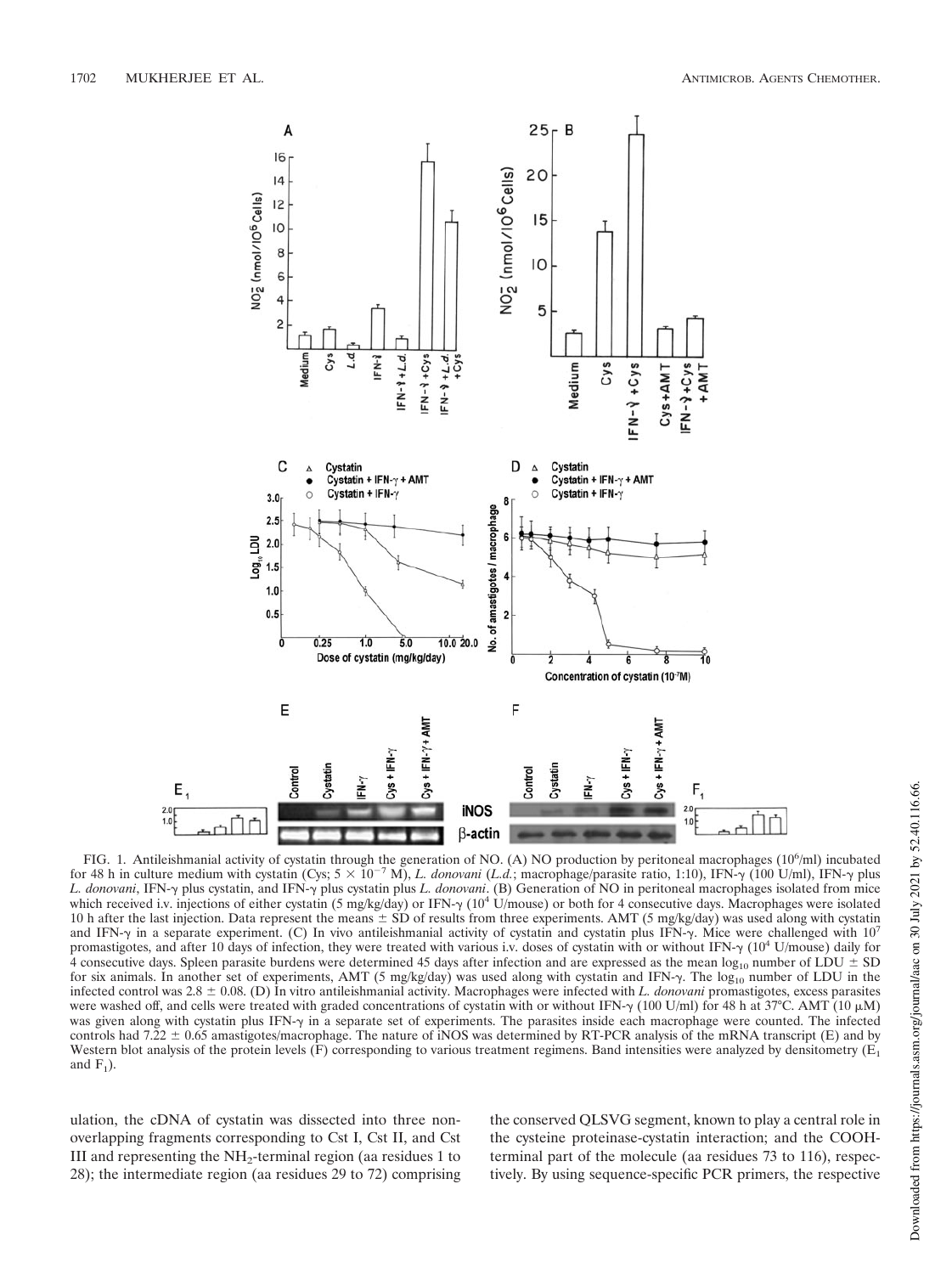FIG. 1. Antileishmanial activity of cystatin through the generation of NO. (A) NO production by peritoneal macrophages ($10^6$/ml) incubated for 48 h in culture medium with cystatin (Cys; $5 \times 10^{-7}$ M), *L. donovani* (*L.d.*; macrophage/parasite ratio, 1:10), IFN-γ (100 U/ml), IFN-γ plus *L. donovani*, IFN-γ plus cystatin, and IFN-γ plus cystatin plus *L. donovani*. (B) Generation of NO in peritoneal macrophages isolated from mice which received i.v. injections of either cystatin (5 mg/kg/day) or IFN-γ ($10^4$ U/mouse) or both for 4 consecutive days. Macrophages were isolated 10 h after the last injection. Data represent the means ± SD of results from three experiments. AMT (5 mg/kg/day) was used along with cystatin and IFN-γ in a separate experiment. (C) In vivo antileishmanial activity of cystatin and cystatin plus IFN-γ. Mice were challenged with $10^7$ promastigotes, and after 10 days of infection, they were treated with various i.v. doses of cystatin with or without IFN-γ ($10^4$ U/mouse) daily for 4 consecutive days. Spleen parasite burdens were determined 45 days after infection and are expressed as the mean $\log_{10}$ number of LDU ± SD for six animals. In another set of experiments, AMT (5 mg/kg/day) was used along with cystatin and IFN-γ. The $\log_{10}$ number of LDU in the infected control was 2.8 ± 0.08. (D) In vitro antileishmanial activity. Macrophages were infected with *L. donovani* promastigotes, excess parasites were washed off, and cells were treated with graded concentrations of cystatin with or without IFN-γ (100 U/ml) for 48 h at 37°C. AMT (10 μM) was given along with cystatin plus IFN-γ in a separate set of experiments. The parasites inside each macrophage were counted. The infected controls had 7.22 ± 0.65 amastigotes/macrophage. The nature of iNOS was determined by RT-PCR analysis of the mRNA transcript (E) and by Western blot analysis of the protein levels (F) corresponding to various treatment regimens. Band intensities were analyzed by densitometry ($E_1$ and $F_1$).

ulation, the cDNA of cystatin was dissected into three non-overlapping fragments corresponding to Cst I, Cst II, and Cst III and representing the $NH_2$-terminal region (aa residues 1 to 28); the intermediate region (aa residues 29 to 72) comprising the conserved QLSVG segment, known to play a central role in the cysteine proteinase-cystatin interaction; and the COOH-terminal part of the molecule (aa residues 73 to 116), respectively. By using sequence-specific PCR primers, the respective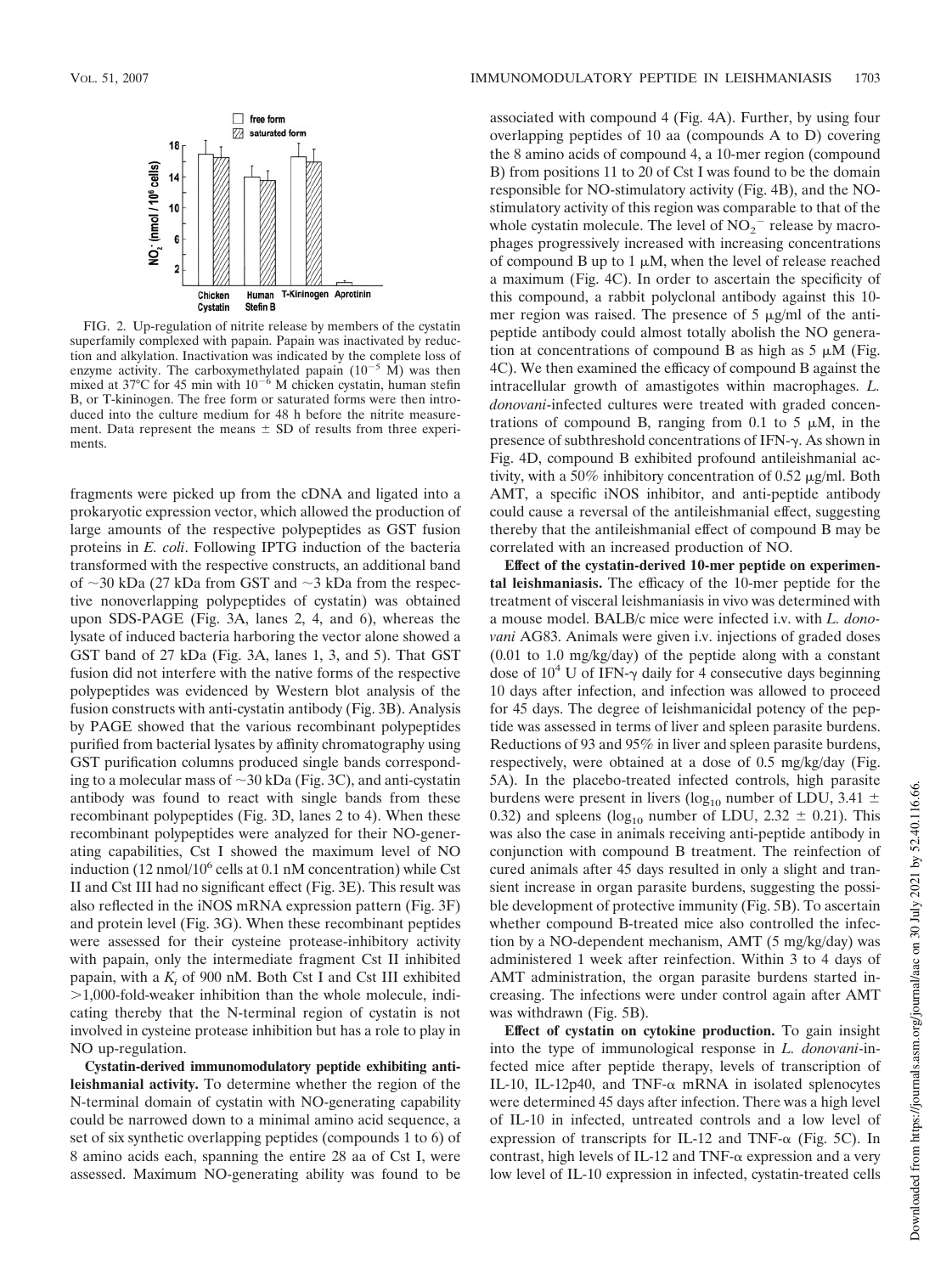FIG. 2. Up-regulation of nitrite release by members of the cystatin superfamily complexed with papain. Papain was inactivated by reduction and alkylation. Inactivation was indicated by the complete loss of enzyme activity. The carboxymethylated papain ($10^{-5}$ M) was then mixed at 37°C for 45 min with $10^{-6}$ M chicken cystatin, human stefin B, or T-kininogen. The free form or saturated forms were then introduced into the culture medium for 48 h before the nitrite measurement. Data represent the means ± SD of results from three experiments.

fragments were picked up from the cDNA and ligated into a prokaryotic expression vector, which allowed the production of large amounts of the respective polypeptides as GST fusion proteins in *E. coli*. Following IPTG induction of the bacteria transformed with the respective constructs, an additional band of ~30 kDa (27 kDa from GST and ~3 kDa from the respective nonoverlapping polypeptides of cystatin) was obtained upon SDS-PAGE (Fig. 3A, lanes 2, 4, and 6), whereas the lysate of induced bacteria harboring the vector alone showed a GST band of 27 kDa (Fig. 3A, lanes 1, 3, and 5). That GST fusion did not interfere with the native forms of the respective polypeptides was evidenced by Western blot analysis of the fusion constructs with anti-cystatin antibody (Fig. 3B). Analysis by PAGE showed that the various recombinant polypeptides purified from bacterial lysates by affinity chromatography using GST purification columns produced single bands corresponding to a molecular mass of ~30 kDa (Fig. 3C), and anti-cystatin antibody was found to react with single bands from these recombinant polypeptides (Fig. 3D, lanes 2 to 4). When these recombinant polypeptides were analyzed for their NO-generating capabilities, Cst I showed the maximum level of NO induction (12 nmol/$10^6$ cells at 0.1 nM concentration) while Cst II and Cst III had no significant effect (Fig. 3E). This result was also reflected in the iNOS mRNA expression pattern (Fig. 3F) and protein level (Fig. 3G). When these recombinant peptides were assessed for their cysteine protease-inhibitory activity with papain, only the intermediate fragment Cst II inhibited papain, with a $K_i$ of 900 nM. Both Cst I and Cst III exhibited >1,000-fold-weaker inhibition than the whole molecule, indicating thereby that the N-terminal region of cystatin is not involved in cysteine protease inhibition but has a role to play in NO up-regulation.

**Cystatin-derived immunomodulatory peptide exhibiting antileishmanial activity.** To determine whether the region of the N-terminal domain of cystatin with NO-generating capability could be narrowed down to a minimal amino acid sequence, a set of six synthetic overlapping peptides (compounds 1 to 6) of 8 amino acids each, spanning the entire 28 aa of Cst I, were assessed. Maximum NO-generating ability was found to be associated with compound 4 (Fig. 4A). Further, by using four overlapping peptides of 10 aa (compounds A to D) covering the 8 amino acids of compound 4, a 10-mer region (compound B) from positions 11 to 20 of Cst I was found to be the domain responsible for NO-stimulatory activity (Fig. 4B), and the NO-stimulatory activity of this region was comparable to that of the whole cystatin molecule. The level of $NO_2^-$ release by macrophages progressively increased with increasing concentrations of compound B up to 1 μM, when the level of release reached a maximum (Fig. 4C). In order to ascertain the specificity of this compound, a rabbit polyclonal antibody against this 10-mer region was raised. The presence of 5 μg/ml of the anti-peptide antibody could almost totally abolish the NO generation at concentrations of compound B as high as 5 μM (Fig. 4C). We then examined the efficacy of compound B against the intracellular growth of amastigotes within macrophages. *L. donovani*-infected cultures were treated with graded concentrations of compound B, ranging from 0.1 to 5 μM, in the presence of subthreshold concentrations of IFN-γ. As shown in Fig. 4D, compound B exhibited profound antileishmanial activity, with a 50% inhibitory concentration of 0.52 μg/ml. Both AMT, a specific iNOS inhibitor, and anti-peptide antibody could cause a reversal of the antileishmanial effect, suggesting thereby that the antileishmanial effect of compound B may be correlated with an increased production of NO.

**Effect of the cystatin-derived 10-mer peptide on experimental leishmaniasis.** The efficacy of the 10-mer peptide for the treatment of visceral leishmaniasis in vivo was determined with a mouse model. BALB/c mice were infected i.v. with *L. donovani* AG83. Animals were given i.v. injections of graded doses (0.01 to 1.0 mg/kg/day) of the peptide along with a constant dose of $10^4$ U of IFN-γ daily for 4 consecutive days beginning 10 days after infection, and infection was allowed to proceed for 45 days. The degree of leishmanicidal potency of the peptide was assessed in terms of liver and spleen parasite burdens. Reductions of 93 and 95% in liver and spleen parasite burdens, respectively, were obtained at a dose of 0.5 mg/kg/day (Fig. 5A). In the placebo-treated infected controls, high parasite burdens were present in livers ($\log_{10}$ number of LDU, 3.41 ± 0.32) and spleens ($\log_{10}$ number of LDU, 2.32 ± 0.21). This was also the case in animals receiving anti-peptide antibody in conjunction with compound B treatment. The reinfection of cured animals after 45 days resulted in only a slight and transient increase in organ parasite burdens, suggesting the possible development of protective immunity (Fig. 5B). To ascertain whether compound B-treated mice also controlled the infection by a NO-dependent mechanism, AMT (5 mg/kg/day) was administered 1 week after reinfection. Within 3 to 4 days of AMT administration, the organ parasite burdens started increasing. The infections were under control again after AMT was withdrawn (Fig. 5B).

**Effect of cystatin on cytokine production.** To gain insight into the type of immunological response in *L. donovani*-infected mice after peptide therapy, levels of transcription of IL-10, IL-12p40, and TNF-α mRNA in isolated splenocytes were determined 45 days after infection. There was a high level of IL-10 in infected, untreated controls and a low level of expression of transcripts for IL-12 and TNF-α (Fig. 5C). In contrast, high levels of IL-12 and TNF-α expression and a very low level of IL-10 expression in infected, cystatin-treated cells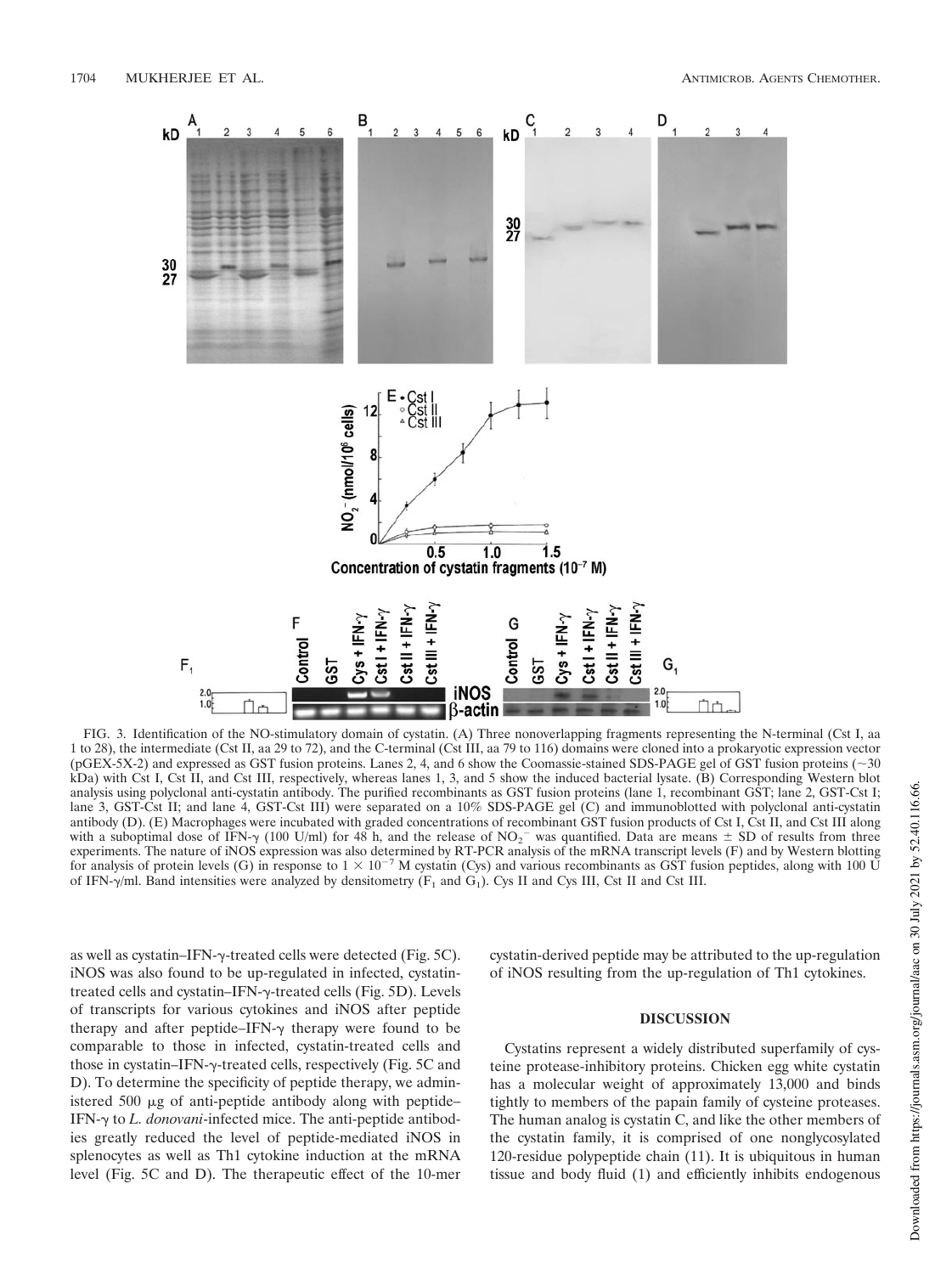FIG. 3. Identification of the NO-stimulatory domain of cystatin. (A) Three nonoverlapping fragments representing the N-terminal (Cst I, aa 1 to 28), the intermediate (Cst II, aa 29 to 72), and the C-terminal (Cst III, aa 79 to 116) domains were cloned into a prokaryotic expression vector (pGEX-5X-2) and expressed as GST fusion proteins. Lanes 2, 4, and 6 show the Coomassie-stained SDS-PAGE gel of GST fusion proteins (~30 kDa) with Cst I, Cst II, and Cst III, respectively, whereas lanes 1, 3, and 5 show the induced bacterial lysate. (B) Corresponding Western blot analysis using polyclonal anti-cystatin antibody. The purified recombinants as GST fusion proteins (lane 1, recombinant GST; lane 2, GST-Cst I; lane 3, GST-Cst II; and lane 4, GST-Cst III) were separated on a 10% SDS-PAGE gel (C) and immunoblotted with polyclonal anti-cystatin antibody (D). (E) Macrophages were incubated with graded concentrations of recombinant GST fusion products of Cst I, Cst II, and Cst III along with a suboptimal dose of IFN-γ (100 U/ml) for 48 h, and the release of $NO_2^-$ was quantified. Data are means ± SD of results from three experiments. The nature of iNOS expression was also determined by RT-PCR analysis of the mRNA transcript levels (F) and by Western blotting for analysis of protein levels (G) in response to $1 \times 10^{-7}$ M cystatin (Cys) and various recombinants as GST fusion peptides, along with 100 U of IFN-γ/ml. Band intensities were analyzed by densitometry ($F_1$ and $G_1$). Cys II and Cys III, Cst II and Cst III.

as well as cystatin–IFN-γ-treated cells were detected (Fig. 5C). iNOS was also found to be up-regulated in infected, cystatin-treated cells and cystatin–IFN-γ-treated cells (Fig. 5D). Levels of transcripts for various cytokines and iNOS after peptide therapy and after peptide–IFN-γ therapy were found to be comparable to those in infected, cystatin-treated cells and those in cystatin–IFN-γ-treated cells, respectively (Fig. 5C and D). To determine the specificity of peptide therapy, we administered 500 μg of anti-peptide antibody along with peptide–IFN-γ to *L. donovani*-infected mice. The anti-peptide antibodies greatly reduced the level of peptide-mediated iNOS in splenocytes as well as Th1 cytokine induction at the mRNA level (Fig. 5C and D). The therapeutic effect of the 10-mer cystatin-derived peptide may be attributed to the up-regulation of iNOS resulting from the up-regulation of Th1 cytokines.

## DISCUSSION

Cystatins represent a widely distributed superfamily of cysteine protease-inhibitory proteins. Chicken egg white cystatin has a molecular weight of approximately 13,000 and binds tightly to members of the papain family of cysteine proteases. The human analog is cystatin C, and like the other members of the cystatin family, it is comprised of one nonglycosylated 120-residue polypeptide chain (11). It is ubiquitous in human tissue and body fluid (1) and efficiently inhibits endogenous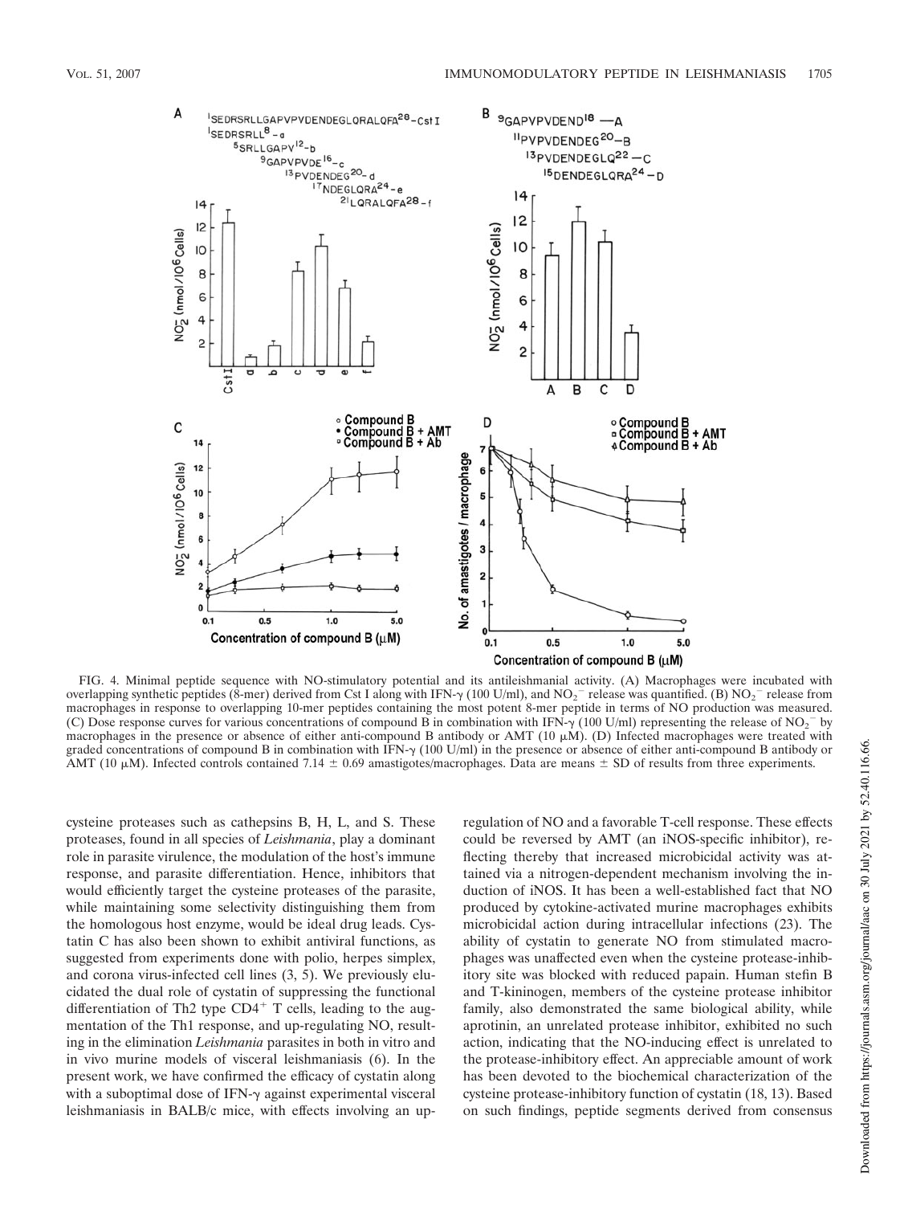FIG. 4. Minimal peptide sequence with NO-stimulatory potential and its antileishmanial activity. (A) Macrophages were incubated with overlapping synthetic peptides (8-mer) derived from Cst I along with IFN-γ (100 U/ml), and $NO_2^-$ release was quantified. (B) $NO_2^-$ release from macrophages in response to overlapping 10-mer peptides containing the most potent 8-mer peptide in terms of NO production was measured. (C) Dose response curves for various concentrations of compound B in combination with IFN-γ (100 U/ml) representing the release of $NO_2^-$ by macrophages in the presence or absence of either anti-compound B antibody or AMT (10 μM). (D) Infected macrophages were treated with graded concentrations of compound B in combination with IFN-γ (100 U/ml) in the presence or absence of either anti-compound B antibody or AMT (10 μM). Infected controls contained 7.14 ± 0.69 amastigotes/macrophages. Data are means ± SD of results from three experiments.

cysteine proteases such as cathepsins B, H, L, and S. These proteases, found in all species of *Leishmania*, play a dominant role in parasite virulence, the modulation of the host's immune response, and parasite differentiation. Hence, inhibitors that would efficiently target the cysteine proteases of the parasite, while maintaining some selectivity distinguishing them from the homologous host enzyme, would be ideal drug leads. Cystatin C has also been shown to exhibit antiviral functions, as suggested from experiments done with polio, herpes simplex, and corona virus-infected cell lines (3, 5). We previously elucidated the dual role of cystatin of suppressing the functional differentiation of Th2 type $CD4^+$ T cells, leading to the augmentation of the Th1 response, and up-regulating NO, resulting in the elimination *Leishmania* parasites in both in vitro and in vivo murine models of visceral leishmaniasis (6). In the present work, we have confirmed the efficacy of cystatin along with a suboptimal dose of IFN-γ against experimental visceral leishmaniasis in BALB/c mice, with effects involving an up-regulation of NO and a favorable T-cell response. These effects could be reversed by AMT (an iNOS-specific inhibitor), reflecting thereby that increased microbicidal activity was attained via a nitrogen-dependent mechanism involving the induction of iNOS. It has been a well-established fact that NO produced by cytokine-activated murine macrophages exhibits microbicidal action during intracellular infections (23). The ability of cystatin to generate NO from stimulated macrophages was unaffected even when the cysteine protease-inhibitory site was blocked with reduced papain. Human stefin B and T-kininogen, members of the cysteine protease inhibitor family, also demonstrated the same biological ability, while aprotinin, an unrelated protease inhibitor, exhibited no such action, indicating that the NO-inducing effect is unrelated to the protease-inhibitory effect. An appreciable amount of work has been devoted to the biochemical characterization of the cysteine protease-inhibitory function of cystatin (18, 13). Based on such findings, peptide segments derived from consensus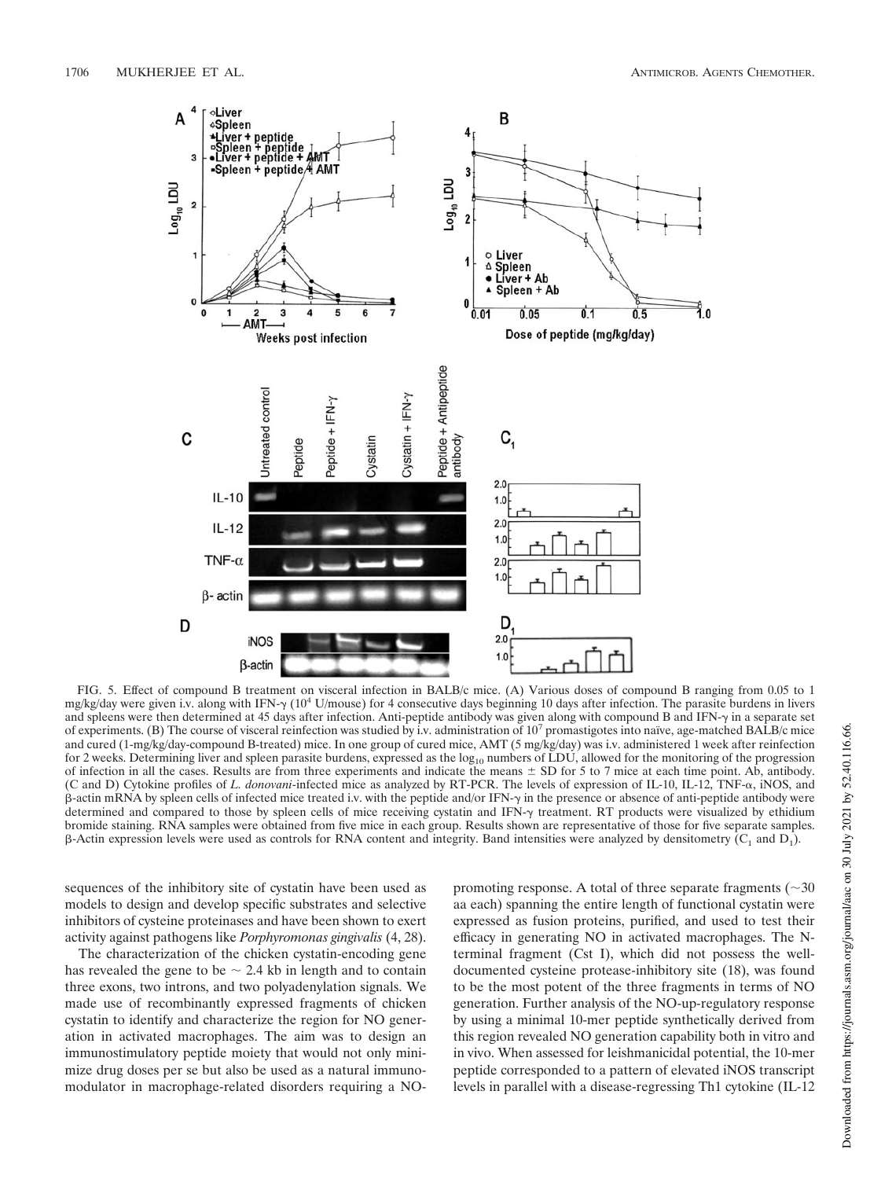FIG. 5. Effect of compound B treatment on visceral infection in BALB/c mice. (A) Various doses of compound B ranging from 0.05 to 1 mg/kg/day were given i.v. along with IFN-γ ($10^4$ U/mouse) for 4 consecutive days beginning 10 days after infection. The parasite burdens in livers and spleens were then determined at 45 days after infection. Anti-peptide antibody was given along with compound B and IFN-γ in a separate set of experiments. (B) The course of visceral reinfection was studied by i.v. administration of $10^7$ promastigotes into naïve, age-matched BALB/c mice and cured (1-mg/kg/day-compound B-treated) mice. In one group of cured mice, AMT (5 mg/kg/day) was i.v. administered 1 week after reinfection for 2 weeks. Determining liver and spleen parasite burdens, expressed as the $\log_{10}$ numbers of LDU, allowed for the monitoring of the progression of infection in all the cases. Results are from three experiments and indicate the means ± SD for 5 to 7 mice at each time point. Ab, antibody. (C and D) Cytokine profiles of *L. donovani*-infected mice as analyzed by RT-PCR. The levels of expression of IL-10, IL-12, TNF-α, iNOS, and β-actin mRNA by spleen cells of infected mice treated i.v. with the peptide and/or IFN-γ in the presence or absence of anti-peptide antibody were determined and compared to those by spleen cells of mice receiving cystatin and IFN-γ treatment. RT products were visualized by ethidium bromide staining. RNA samples were obtained from five mice in each group. Results shown are representative of those for five separate samples. β-Actin expression levels were used as controls for RNA content and integrity. Band intensities were analyzed by densitometry ($C_1$ and $D_1$).

sequences of the inhibitory site of cystatin have been used as models to design and develop specific substrates and selective inhibitors of cysteine proteinases and have been shown to exert activity against pathogens like *Porphyromonas gingivalis* (4, 28).

The characterization of the chicken cystatin-encoding gene has revealed the gene to be ~ 2.4 kb in length and to contain three exons, two introns, and two polyadenylation signals. We made use of recombinantly expressed fragments of chicken cystatin to identify and characterize the region for NO generation in activated macrophages. The aim was to design an immunostimulatory peptide moiety that would not only minimize drug doses per se but also be used as a natural immunomodulator in macrophage-related disorders requiring a NO-promoting response. A total of three separate fragments (~30 aa each) spanning the entire length of functional cystatin were expressed as fusion proteins, purified, and used to test their efficacy in generating NO in activated macrophages. The N-terminal fragment (Cst I), which did not possess the well-documented cysteine protease-inhibitory site (18), was found to be the most potent of the three fragments in terms of NO generation. Further analysis of the NO-up-regulatory response by using a minimal 10-mer peptide synthetically derived from this region revealed NO generation capability both in vitro and in vivo. When assessed for leishmanicidal potential, the 10-mer peptide corresponded to a pattern of elevated iNOS transcript levels in parallel with a disease-regressing Th1 cytokine (IL-12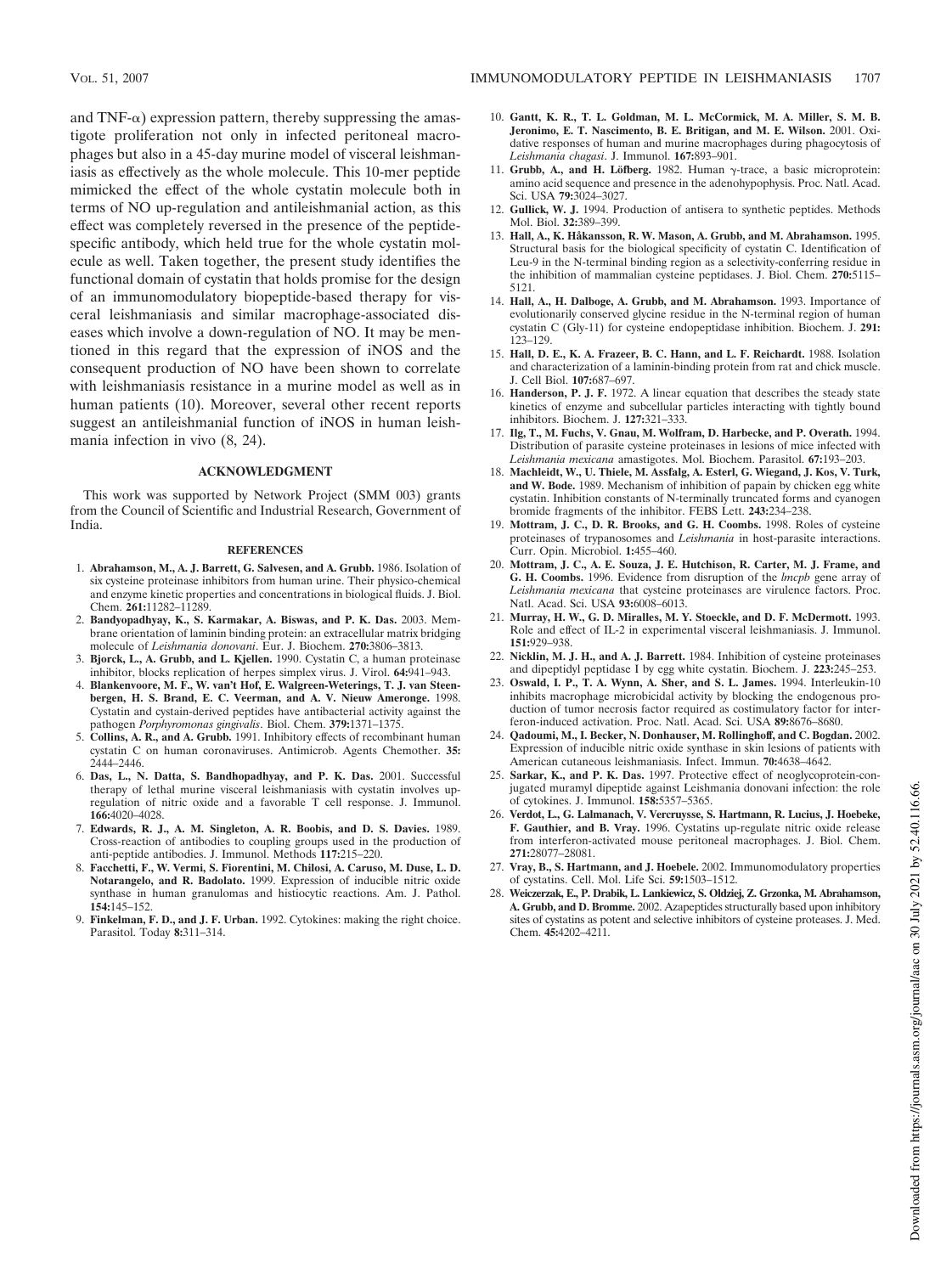and TNF-α) expression pattern, thereby suppressing the amastigote proliferation not only in infected peritoneal macrophages but also in a 45-day murine model of visceral leishmaniasis as effectively as the whole molecule. This 10-mer peptide mimicked the effect of the whole cystatin molecule both in terms of NO up-regulation and antileishmanial action, as this effect was completely reversed in the presence of the peptide-specific antibody, which held true for the whole cystatin molecule as well. Taken together, the present study identifies the functional domain of cystatin that holds promise for the design of an immunomodulatory biopeptide-based therapy for visceral leishmaniasis and similar macrophage-associated diseases which involve a down-regulation of NO. It may be mentioned in this regard that the expression of iNOS and the consequent production of NO have been shown to correlate with leishmaniasis resistance in a murine model as well as in human patients (10). Moreover, several other recent reports suggest an antileishmanial function of iNOS in human leishmania infection in vivo (8, 24).

## ACKNOWLEDGMENT

This work was supported by Network Project (SMM 003) grants from the Council of Scientific and Industrial Research, Government of India.

## REFERENCES

1. **Abrahamson, M., A. J. Barrett, G. Salvesen, and A. Grubb.** 1986. Isolation of six cysteine proteinase inhibitors from human urine. Their physico-chemical and enzyme kinetic properties and concentrations in biological fluids. J. Biol. Chem. **261:**11282–11289.
2. **Bandyopadhyay, K., S. Karmakar, A. Biswas, and P. K. Das.** 2003. Membrane orientation of laminin binding protein: an extracellular matrix bridging molecule of *Leishmania donovani*. Eur. J. Biochem. **270:**3806–3813.
3. **Bjorck, L., A. Grubb, and L. Kjellen.** 1990. Cystatin C, a human proteinase inhibitor, blocks replication of herpes simplex virus. J. Virol. **64:**941–943.
4. **Blankenvoore, M. F., W. van't Hof, E. Walgreen-Weterings, T. J. van Steenbergen, H. S. Brand, E. C. Veerman, and A. V. Nieuw Amerongen.** 1998. Cystatin and cystain-derived peptides have antibacterial activity against the pathogen *Porphyromonas gingivalis*. Biol. Chem. **379:**1371–1375.
5. **Collins, A. R., and A. Grubb.** 1991. Inhibitory effects of recombinant human cystatin C on human coronaviruses. Antimicrob. Agents Chemother. **35:** 2444–2446.
6. **Das, L., N. Datta, S. Bandhopadhyay, and P. K. Das.** 2001. Successful therapy of lethal murine visceral leishmaniasis with cystatin involves up-regulation of nitric oxide and a favorable T cell response. J. Immunol. **166:**4020–4028.
7. **Edwards, R. J., A. M. Singleton, A. R. Boobis, and D. S. Davies.** 1989. Cross-reaction of antibodies to coupling groups used in the production of anti-peptide antibodies. J. Immunol. Methods **117:**215–220.
8. **Facchetti, F., W. Vermi, S. Fiorentini, M. Chilosi, A. Caruso, M. Duse, L. D. Notarangelo, and R. Badolato.** 1999. Expression of inducible nitric oxide synthase in human granulomas and histiocytic reactions. Am. J. Pathol. **154:**145–152.
9. **Finkelman, F. D., and J. F. Urban.** 1992. Cytokines: making the right choice. Parasitol. Today **8:**311–314.
10. **Gantt, K. R., T. L. Goldman, M. L. McCormick, M. A. Miller, S. M. B. Jeronimo, E. T. Nascimento, B. E. Britigan, and M. E. Wilson.** 2001. Oxidative responses of human and murine macrophages during phagocytosis of *Leishmania chagasi*. J. Immunol. **167:**893–901.
11. **Grubb, A., and H. Löfberg.** 1982. Human γ-trace, a basic microprotein: amino acid sequence and presence in the adenohypophysis. Proc. Natl. Acad. Sci. USA **79:**3024–3027.
12. **Gullick, W. J.** 1994. Production of antisera to synthetic peptides. Methods Mol. Biol. **32:**389–399.
13. **Hall, A., K. Håkansson, R. W. Mason, A. Grubb, and M. Abrahamson.** 1995. Structural basis for the biological specificity of cystatin C. Identification of Leu-9 in the N-terminal binding region as a selectivity-conferring residue in the inhibition of mammalian cysteine peptidases. J. Biol. Chem. **270:**5115–5121.
14. **Hall, A., H. Dalboge, A. Grubb, and M. Abrahamson.** 1993. Importance of evolutionarily conserved glycine residue in the N-terminal region of human cystatin C (Gly-11) for cysteine endopeptidase inhibition. Biochem. J. **291:** 123–129.
15. **Hall, D. E., K. A. Frazeer, B. C. Hann, and L. F. Reichardt.** 1988. Isolation and characterization of a laminin-binding protein from rat and chick muscle. J. Cell Biol. **107:**687–697.
16. **Handerson, P. J. F.** 1972. A linear equation that describes the steady state kinetics of enzyme and subcellular particles interacting with tightly bound inhibitors. Biochem. J. **127:**321–333.
17. **Ilg, T., M. Fuchs, V. Gnau, M. Wolfram, D. Harbecke, and P. Overath.** 1994. Distribution of parasite cysteine proteinases in lesions of mice infected with *Leishmania mexicana* amastigotes. Mol. Biochem. Parasitol. **67:**193–203.
18. **Machleidt, W., U. Thiele, M. Assfalg, A. Esterl, G. Wiegand, J. Kos, V. Turk, and W. Bode.** 1989. Mechanism of inhibition of papain by chicken egg white cystatin. Inhibition constants of N-terminally truncated forms and cyanogen bromide fragments of the inhibitor. FEBS Lett. **243:**234–238.
19. **Mottram, J. C., D. R. Brooks, and G. H. Coombs.** 1998. Roles of cysteine proteinases of trypanosomes and *Leishmania* in host-parasite interactions. Curr. Opin. Microbiol. **1:**455–460.
20. **Mottram, J. C., A. E. Souza, J. E. Hutchison, R. Carter, M. J. Frame, and G. H. Coombs.** 1996. Evidence from disruption of the *lmcpb* gene array of *Leishmania mexicana* that cysteine proteinases are virulence factors. Proc. Natl. Acad. Sci. USA **93:**6008–6013.
21. **Murray, H. W., G. D. Miralles, M. Y. Stoeckle, and D. F. McDermott.** 1993. Role and effect of IL-2 in experimental visceral leishmaniasis. J. Immunol. **151:**929–938.
22. **Nicklin, M. J. H., and A. J. Barrett.** 1984. Inhibition of cysteine proteinases and dipeptidyl peptidase I by egg white cystatin. Biochem. J. **223:**245–253.
23. **Oswald, I. P., T. A. Wynn, A. Sher, and S. L. James.** 1994. Interleukin-10 inhibits macrophage microbicidal activity by blocking the endogenous production of tumor necrosis factor required as costimulatory factor for interferon-induced activation. Proc. Natl. Acad. Sci. USA **89:**8676–8680.
24. **Qadoumi, M., I. Becker, N. Donhauser, M. Rollinghoff, and C. Bogdan.** 2002. Expression of inducible nitric oxide synthase in skin lesions of patients with American cutaneous leishmaniasis. Infect. Immun. **70:**4638–4642.
25. **Sarkar, K., and P. K. Das.** 1997. Protective effect of neoglycoprotein-conjugated muramyl dipeptide against Leishmania donovani infection: the role of cytokines. J. Immunol. **158:**5357–5365.
26. **Verdot, L., G. Lalmanach, V. Vercruysse, S. Hartmann, R. Lucius, J. Hoebeke, F. Gauthier, and B. Vray.** 1996. Cystatins up-regulate nitric oxide release from interferon-activated mouse peritoneal macrophages. J. Biol. Chem. **271:**28077–28081.
27. **Vray, B., S. Hartmann, and J. Hoebele.** 2002. Immunomodulatory properties of cystatins. Cell. Mol. Life Sci. **59:**1503–1512.
28. **Weiczerzak, E., P. Drabik, L. Lankiewicz, S. Oldziej, Z. Grzonka, M. Abrahamson, A. Grubb, and D. Bromme.** 2002. Azapeptides structurally based upon inhibitory sites of cystatins as potent and selective inhibitors of cysteine proteases. J. Med. Chem. **45:**4202–4211.